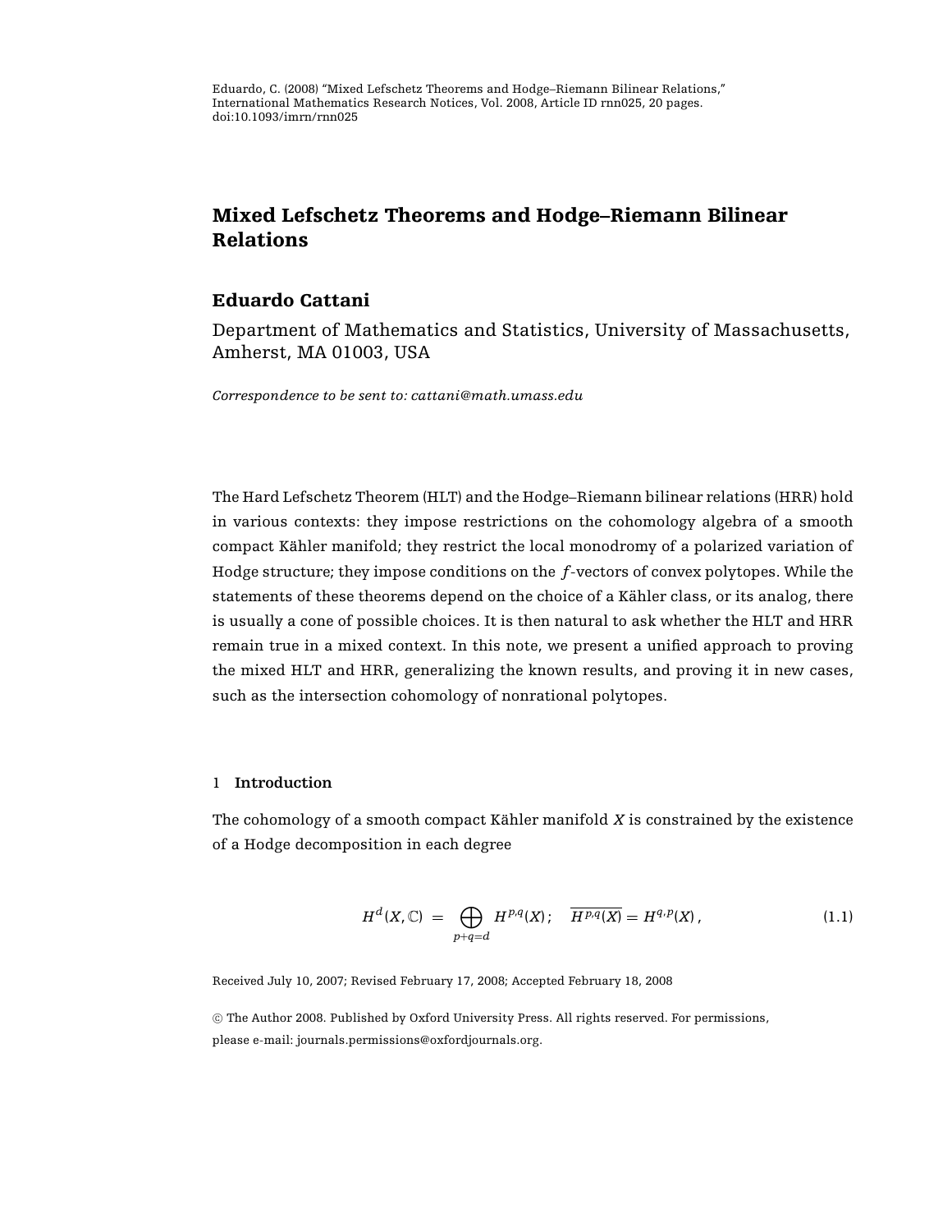Eduardo, C. (2008) “Mixed Lefschetz Theorems and Hodge–Riemann Bilinear Relations,” International Mathematics Research Notices, Vol. 2008, Article ID rnn025, 20 pages. doi:10.1093/imrn/rnn025

# Mixed Lefschetz Theorems and Hodge–Riemann Bilinear Relations

## Eduardo Cattani

Department of Mathematics and Statistics, University of Massachusetts, Amherst, MA 01003, USA

*Correspondence to be sent to: cattani@math.umass.edu*

The Hard Lefschetz Theorem (HLT) and the Hodge–Riemann bilinear relations (HRR) hold in various contexts: they impose restrictions on the cohomology algebra of a smooth compact Kähler manifold; they restrict the local monodromy of a polarized variation of Hodge structure; they impose conditions on the $f$-vectors of convex polytopes. While the statements of these theorems depend on the choice of a Kähler class, or its analog, there is usually a cone of possible choices. It is then natural to ask whether the HLT and HRR remain true in a mixed context. In this note, we present a unified approach to proving the mixed HLT and HRR, generalizing the known results, and proving it in new cases, such as the intersection cohomology of nonrational polytopes.

### 1 Introduction

The cohomology of a smooth compact Kähler manifold $X$ is constrained by the existence of a Hodge decomposition in each degree

$$H^d(X, \mathbb{C}) \;=\; \bigoplus_{p+q=d} H^{p,q}(X)\,; \quad \overline{H^{p,q}(X)} = H^{q,p}(X)\,, \tag{1.1}$$

Received July 10, 2007; Revised February 17, 2008; Accepted February 18, 2008

© The Author 2008. Published by Oxford University Press. All rights reserved. For permissions, please e-mail: journals.permissions@oxfordjournals.org.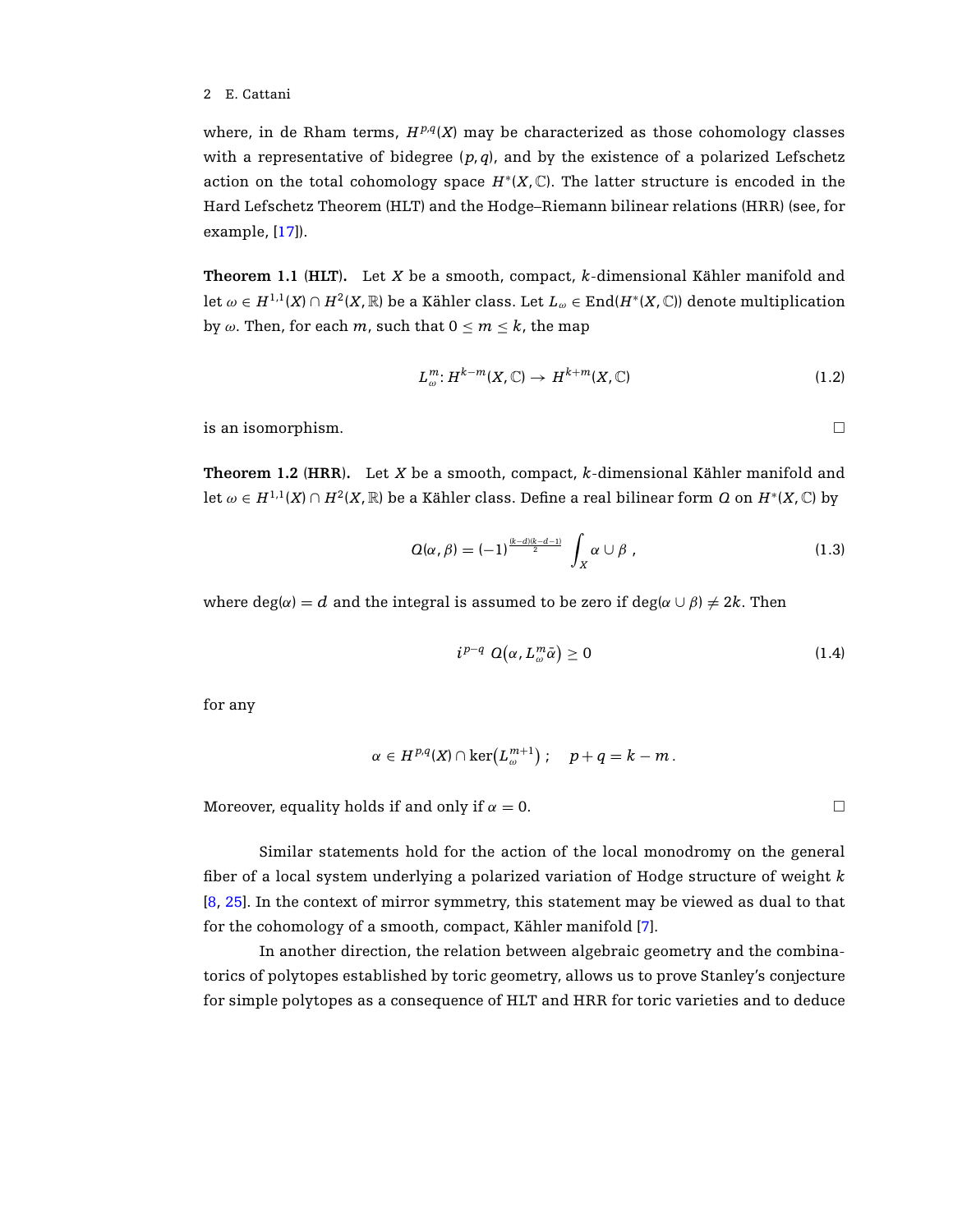where, in de Rham terms, $H^{p,q}(X)$ may be characterized as those cohomology classes with a representative of bidegree $(p, q)$, and by the existence of a polarized Lefschetz action on the total cohomology space $H^*(X, \mathbb{C})$. The latter structure is encoded in the Hard Lefschetz Theorem (HLT) and the Hodge–Riemann bilinear relations (HRR) (see, for example, [17]).

**Theorem 1.1 (HLT).** Let $X$ be a smooth, compact, $k$-dimensional Kähler manifold and let $\omega \in H^{1,1}(X) \cap H^2(X, \mathbb{R})$ be a Kähler class. Let $L_\omega \in \operatorname{End}(H^*(X, \mathbb{C}))$ denote multiplication by $\omega$. Then, for each $m$, such that $0 \leq m \leq k$, the map

$$L_\omega^m \colon H^{k-m}(X, \mathbb{C}) \to H^{k+m}(X, \mathbb{C}) \tag{1.2}$$

is an isomorphism. □

**Theorem 1.2 (HRR).** Let $X$ be a smooth, compact, $k$-dimensional Kähler manifold and let $\omega \in H^{1,1}(X) \cap H^2(X, \mathbb{R})$ be a Kähler class. Define a real bilinear form $Q$ on $H^*(X, \mathbb{C})$ by

$$Q(\alpha, \beta) = (-1)^{\frac{(k-d)(k-d-1)}{2}} \int_X \alpha \cup \beta \ , \tag{1.3}$$

where $\deg(\alpha) = d$ and the integral is assumed to be zero if $\deg(\alpha \cup \beta) \neq 2k$. Then

$$i^{p-q}\ Q\big(\alpha, L_\omega^m \bar{\alpha}\big) \geq 0 \tag{1.4}$$

for any

$$\alpha \in H^{p,q}(X) \cap \ker\big(L_\omega^{m+1}\big)\ ; \quad p + q = k - m\,.$$

Moreover, equality holds if and only if $\alpha = 0$. □

Similar statements hold for the action of the local monodromy on the general fiber of a local system underlying a polarized variation of Hodge structure of weight $k$ [8, 25]. In the context of mirror symmetry, this statement may be viewed as dual to that for the cohomology of a smooth, compact, Kähler manifold [7].

In another direction, the relation between algebraic geometry and the combinatorics of polytopes established by toric geometry, allows us to prove Stanley's conjecture for simple polytopes as a consequence of HLT and HRR for toric varieties and to deduce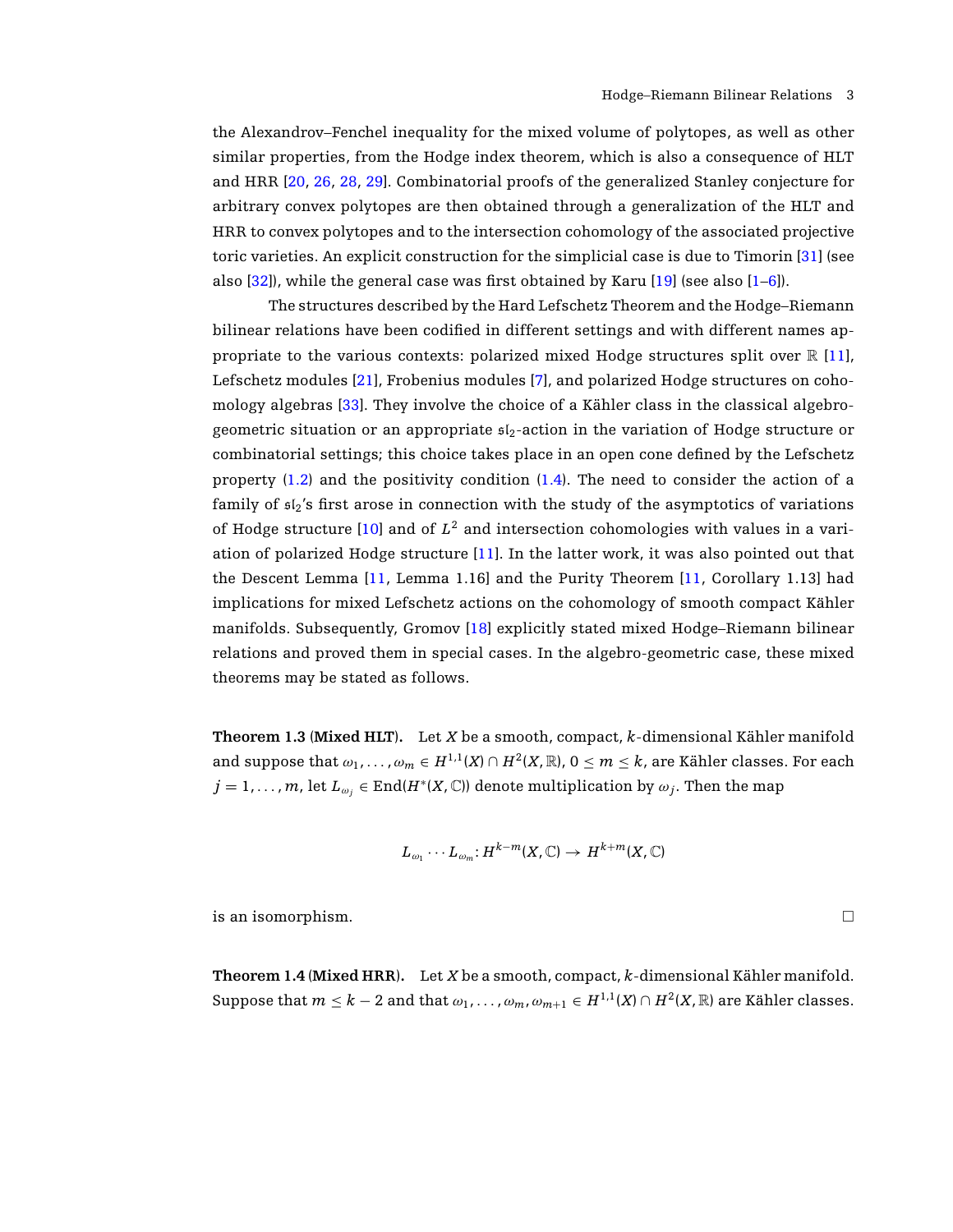the Alexandrov–Fenchel inequality for the mixed volume of polytopes, as well as other similar properties, from the Hodge index theorem, which is also a consequence of HLT and HRR [20, 26, 28, 29]. Combinatorial proofs of the generalized Stanley conjecture for arbitrary convex polytopes are then obtained through a generalization of the HLT and HRR to convex polytopes and to the intersection cohomology of the associated projective toric varieties. An explicit construction for the simplicial case is due to Timorin [31] (see also [32]), while the general case was first obtained by Karu [19] (see also [1–6]).

The structures described by the Hard Lefschetz Theorem and the Hodge–Riemann bilinear relations have been codified in different settings and with different names appropriate to the various contexts: polarized mixed Hodge structures split over $\mathbb{R}$ [11], Lefschetz modules [21], Frobenius modules [7], and polarized Hodge structures on cohomology algebras [33]. They involve the choice of a Kähler class in the classical algebro-geometric situation or an appropriate $\mathfrak{sl}_2$-action in the variation of Hodge structure or combinatorial settings; this choice takes place in an open cone defined by the Lefschetz property (1.2) and the positivity condition (1.4). The need to consider the action of a family of $\mathfrak{sl}_2$'s first arose in connection with the study of the asymptotics of variations of Hodge structure [10] and of $L^2$ and intersection cohomologies with values in a variation of polarized Hodge structure [11]. In the latter work, it was also pointed out that the Descent Lemma [11, Lemma 1.16] and the Purity Theorem [11, Corollary 1.13] had implications for mixed Lefschetz actions on the cohomology of smooth compact Kähler manifolds. Subsequently, Gromov [18] explicitly stated mixed Hodge–Riemann bilinear relations and proved them in special cases. In the algebro-geometric case, these mixed theorems may be stated as follows.

**Theorem 1.3 (Mixed HLT).** Let $X$ be a smooth, compact, $k$-dimensional Kähler manifold and suppose that $\omega_1, \ldots, \omega_m \in H^{1,1}(X) \cap H^2(X, \mathbb{R})$, $0 \le m \le k$, are Kähler classes. For each $j = 1, \ldots, m$, let $L_{\omega_j} \in \operatorname{End}(H^*(X, \mathbb{C}))$ denote multiplication by $\omega_j$. Then the map

$$L_{\omega_1} \cdots L_{\omega_m} \colon H^{k-m}(X, \mathbb{C}) \to H^{k+m}(X, \mathbb{C})$$

is an isomorphism. □

**Theorem 1.4 (Mixed HRR).** Let $X$ be a smooth, compact, $k$-dimensional Kähler manifold. Suppose that $m \le k-2$ and that $\omega_1, \ldots, \omega_m, \omega_{m+1} \in H^{1,1}(X) \cap H^2(X, \mathbb{R})$ are Kähler classes.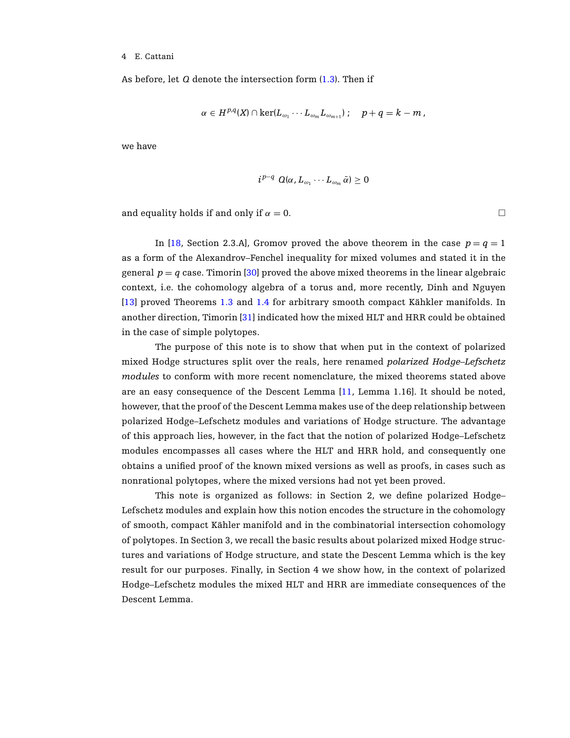As before, let $Q$ denote the intersection form (1.3). Then if

$$\alpha \in H^{p,q}(X) \cap \ker(L_{\omega_1} \cdots L_{\omega_m} L_{\omega_{m+1}})\,; \quad p+q = k-m\,,$$

we have

$$i^{p-q}\; Q(\alpha, L_{\omega_1} \cdots L_{\omega_m}\, \bar{\alpha}) \geq 0$$

and equality holds if and only if $\alpha = 0$. □

In [18, Section 2.3.A], Gromov proved the above theorem in the case $p = q = 1$ as a form of the Alexandrov–Fenchel inequality for mixed volumes and stated it in the general $p = q$ case. Timorin [30] proved the above mixed theorems in the linear algebraic context, i.e. the cohomology algebra of a torus and, more recently, Dinh and Nguyen [13] proved Theorems 1.3 and 1.4 for arbitrary smooth compact Kähkler manifolds. In another direction, Timorin [31] indicated how the mixed HLT and HRR could be obtained in the case of simple polytopes.

The purpose of this note is to show that when put in the context of polarized mixed Hodge structures split over the reals, here renamed *polarized Hodge–Lefschetz modules* to conform with more recent nomenclature, the mixed theorems stated above are an easy consequence of the Descent Lemma [11, Lemma 1.16]. It should be noted, however, that the proof of the Descent Lemma makes use of the deep relationship between polarized Hodge–Lefschetz modules and variations of Hodge structure. The advantage of this approach lies, however, in the fact that the notion of polarized Hodge–Lefschetz modules encompasses all cases where the HLT and HRR hold, and consequently one obtains a unified proof of the known mixed versions as well as proofs, in cases such as nonrational polytopes, where the mixed versions had not yet been proved.

This note is organized as follows: in Section 2, we define polarized Hodge–Lefschetz modules and explain how this notion encodes the structure in the cohomology of smooth, compact Kähler manifold and in the combinatorial intersection cohomology of polytopes. In Section 3, we recall the basic results about polarized mixed Hodge structures and variations of Hodge structure, and state the Descent Lemma which is the key result for our purposes. Finally, in Section 4 we show how, in the context of polarized Hodge–Lefschetz modules the mixed HLT and HRR are immediate consequences of the Descent Lemma.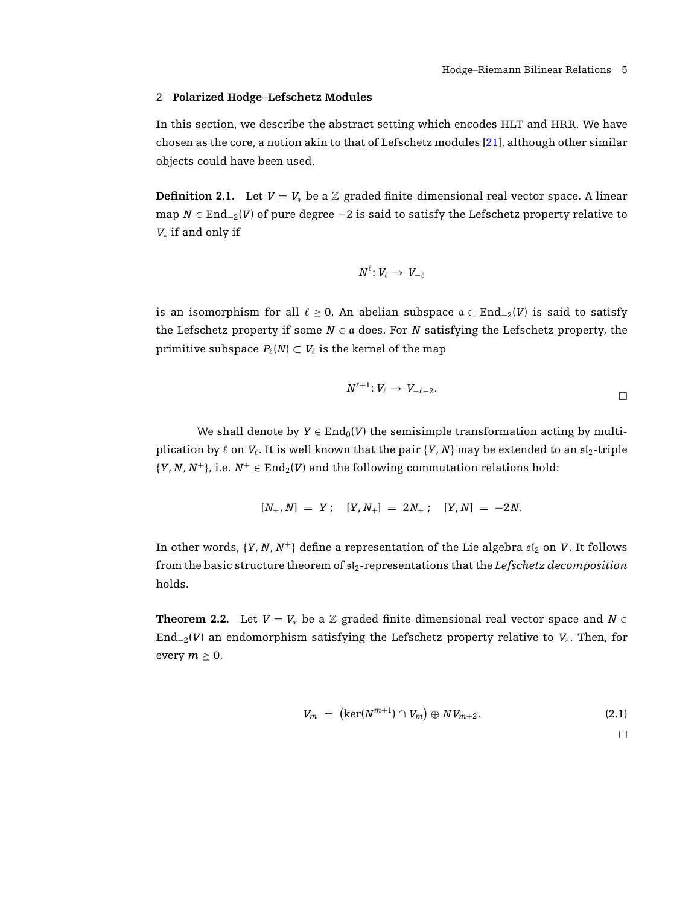## 2 Polarized Hodge–Lefschetz Modules

In this section, we describe the abstract setting which encodes HLT and HRR. We have chosen as the core, a notion akin to that of Lefschetz modules [21], although other similar objects could have been used.

**Definition 2.1.** Let $V = V_*$ be a $\mathbb{Z}$-graded finite-dimensional real vector space. A linear map $N \in \mathrm{End}_{-2}(V)$ of pure degree $-2$ is said to satisfy the Lefschetz property relative to $V_*$ if and only if

$$N^{\ell} \colon V_{\ell} \to V_{-\ell}$$

is an isomorphism for all $\ell \geq 0$. An abelian subspace $\mathfrak{a} \subset \mathrm{End}_{-2}(V)$ is said to satisfy the Lefschetz property if some $N \in \mathfrak{a}$ does. For $N$ satisfying the Lefschetz property, the primitive subspace $P_{\ell}(N) \subset V_{\ell}$ is the kernel of the map

$$N^{\ell+1} \colon V_{\ell} \to V_{-\ell-2}.$$

□

We shall denote by $Y \in \mathrm{End}_0(V)$ the semisimple transformation acting by multiplication by $\ell$ on $V_{\ell}$. It is well known that the pair $\{Y, N\}$ may be extended to an $\mathfrak{sl}_2$-triple $\{Y, N, N^+\}$, i.e. $N^+ \in \mathrm{End}_2(V)$ and the following commutation relations hold:

$$[N_+, N] = Y\,; \quad [Y, N_+] = 2N_+\,; \quad [Y, N] = -2N.$$

In other words, $\{Y, N, N^+\}$ define a representation of the Lie algebra $\mathfrak{sl}_2$ on $V$. It follows from the basic structure theorem of $\mathfrak{sl}_2$-representations that the *Lefschetz decomposition* holds.

**Theorem 2.2.** Let $V = V_*$ be a $\mathbb{Z}$-graded finite-dimensional real vector space and $N \in \mathrm{End}_{-2}(V)$ an endomorphism satisfying the Lefschetz property relative to $V_*$. Then, for every $m \geq 0$,

$$V_m = \left(\ker(N^{m+1}) \cap V_m\right) \oplus N V_{m+2}. \tag{2.1}$$

□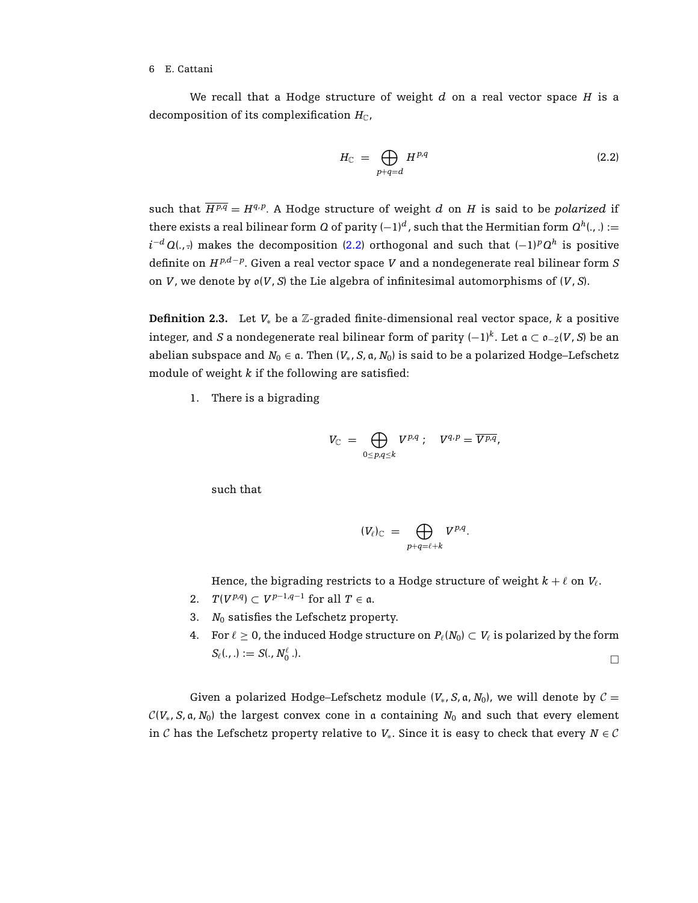We recall that a Hodge structure of weight $d$ on a real vector space $H$ is a decomposition of its complexification $H_{\mathbb{C}}$,

$$H_{\mathbb{C}} = \bigoplus_{p+q=d} H^{p,q} \tag{2.2}$$

such that $\overline{H^{p,q}} = H^{q,p}$. A Hodge structure of weight $d$ on $H$ is said to be *polarized* if there exists a real bilinear form $Q$ of parity $(-1)^d$, such that the Hermitian form $Q^h(.,.) := i^{-d} Q(.,\bar{.})$ makes the decomposition (2.2) orthogonal and such that $(-1)^p Q^h$ is positive definite on $H^{p,d-p}$. Given a real vector space $V$ and a nondegenerate real bilinear form $S$ on $V$, we denote by $\mathfrak{o}(V, S)$ the Lie algebra of infinitesimal automorphisms of $(V, S)$.

**Definition 2.3.** Let $V_*$ be a $\mathbb{Z}$-graded finite-dimensional real vector space, $k$ a positive integer, and $S$ a nondegenerate real bilinear form of parity $(-1)^k$. Let $\mathfrak{a} \subset \mathfrak{o}_{-2}(V, S)$ be an abelian subspace and $N_0 \in \mathfrak{a}$. Then $(V_*, S, \mathfrak{a}, N_0)$ is said to be a polarized Hodge–Lefschetz module of weight $k$ if the following are satisfied:

1. There is a bigrading

$$V_{\mathbb{C}} = \bigoplus_{0 \le p,q \le k} V^{p,q}\,; \quad V^{q,p} = \overline{V^{p,q}},$$

   such that

$$(V_\ell)_{\mathbb{C}} = \bigoplus_{p+q=\ell+k} V^{p,q}.$$

   Hence, the bigrading restricts to a Hodge structure of weight $k + \ell$ on $V_\ell$.

2. $T(V^{p,q}) \subset V^{p-1,q-1}$ for all $T \in \mathfrak{a}$.
3. $N_0$ satisfies the Lefschetz property.
4. For $\ell \ge 0$, the induced Hodge structure on $P_\ell(N_0) \subset V_\ell$ is polarized by the form $S_\ell(.,.) := S(., N_0^\ell\, .)$.

□

Given a polarized Hodge–Lefschetz module $(V_*, S, \mathfrak{a}, N_0)$, we will denote by $\mathcal{C} = \mathcal{C}(V_*, S, \mathfrak{a}, N_0)$ the largest convex cone in $\mathfrak{a}$ containing $N_0$ and such that every element in $\mathcal{C}$ has the Lefschetz property relative to $V_*$. Since it is easy to check that every $N \in \mathcal{C}$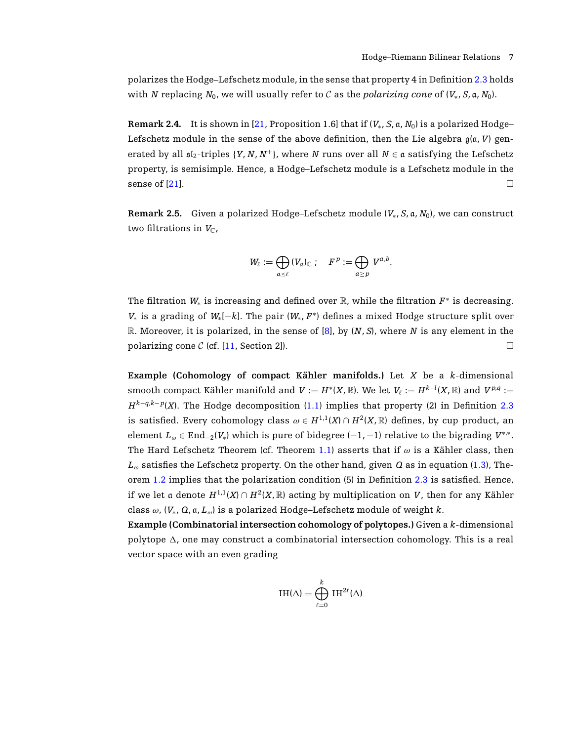polarizes the Hodge–Lefschetz module, in the sense that property 4 in Definition 2.3 holds with $N$ replacing $N_0$, we will usually refer to $\mathcal{C}$ as the *polarizing cone* of $(V_*, S, \mathfrak{a}, N_0)$.

**Remark 2.4.** It is shown in [21, Proposition 1.6] that if $(V_*, S, \mathfrak{a}, N_0)$ is a polarized Hodge–Lefschetz module in the sense of the above definition, then the Lie algebra $\mathfrak{g}(\mathfrak{a}, V)$ generated by all $\mathfrak{sl}_2$-triples $\{Y, N, N^+\}$, where $N$ runs over all $N \in \mathfrak{a}$ satisfying the Lefschetz property, is semisimple. Hence, a Hodge–Lefschetz module is a Lefschetz module in the sense of [21]. $\square$

**Remark 2.5.** Given a polarized Hodge–Lefschetz module $(V_*, S, \mathfrak{a}, N_0)$, we can construct two filtrations in $V_{\mathbb{C}}$,

$$W_\ell := \bigoplus_{a \leq \ell} (V_a)_{\mathbb{C}} \, ; \quad F^p := \bigoplus_{a \geq p} V^{a,b}.$$

The filtration $W_*$ is increasing and defined over $\mathbb{R}$, while the filtration $F^*$ is decreasing. $V_*$ is a grading of $W_*[-k]$. The pair $(W_*, F^*)$ defines a mixed Hodge structure split over $\mathbb{R}$. Moreover, it is polarized, in the sense of [8], by $(N, S)$, where $N$ is any element in the polarizing cone $\mathcal{C}$ (cf. [11, Section 2]). $\square$

**Example (Cohomology of compact Kähler manifolds.)** Let $X$ be a $k$-dimensional smooth compact Kähler manifold and $V := H^*(X, \mathbb{R})$. We let $V_\ell := H^{k-l}(X, \mathbb{R})$ and $V^{p,q} := H^{k-q,k-p}(X)$. The Hodge decomposition (1.1) implies that property (2) in Definition 2.3 is satisfied. Every cohomology class $\omega \in H^{1,1}(X) \cap H^2(X, \mathbb{R})$ defines, by cup product, an element $L_\omega \in \mathrm{End}_{-2}(V_*)$ which is pure of bidegree $(-1, -1)$ relative to the bigrading $V^{*,*}$. The Hard Lefschetz Theorem (cf. Theorem 1.1) asserts that if $\omega$ is a Kähler class, then $L_\omega$ satisfies the Lefschetz property. On the other hand, given $Q$ as in equation (1.3), Theorem 1.2 implies that the polarization condition (5) in Definition 2.3 is satisfied. Hence, if we let $\mathfrak{a}$ denote $H^{1,1}(X) \cap H^2(X, \mathbb{R})$ acting by multiplication on $V$, then for any Kähler class $\omega$, $(V_*, Q, \mathfrak{a}, L_\omega)$ is a polarized Hodge–Lefschetz module of weight $k$.

**Example (Combinatorial intersection cohomology of polytopes.)** Given a $k$-dimensional polytope $\Delta$, one may construct a combinatorial intersection cohomology. This is a real vector space with an even grading

$$\mathrm{IH}(\Delta) = \bigoplus_{\ell=0}^{k} \mathrm{IH}^{2\ell}(\Delta)$$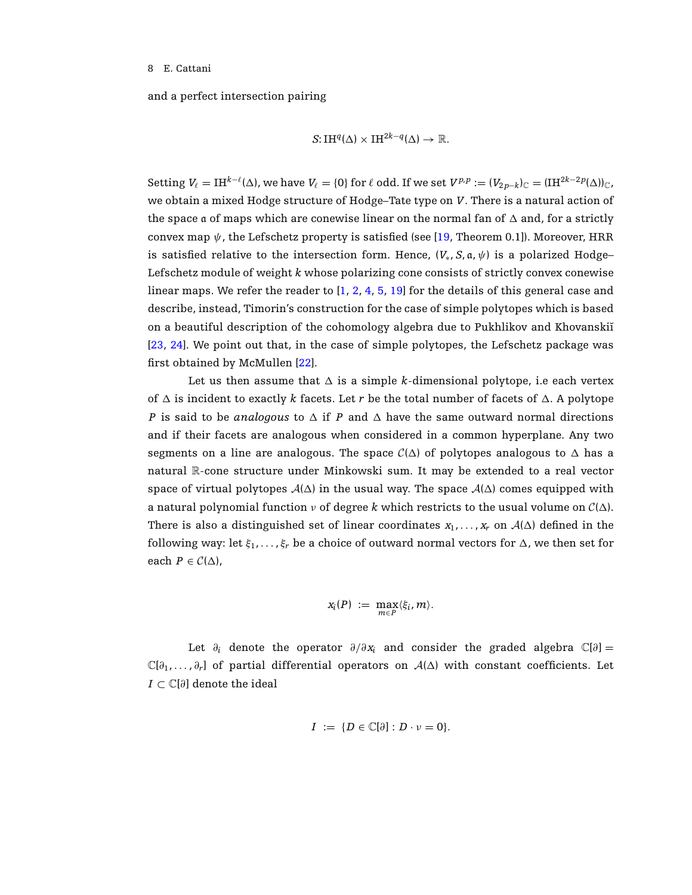and a perfect intersection pairing

$$S \colon \mathrm{IH}^q(\Delta) \times \mathrm{IH}^{2k-q}(\Delta) \to \mathbb{R}.$$

Setting $V_\ell = \mathrm{IH}^{k-\ell}(\Delta)$, we have $V_\ell = \{0\}$ for $\ell$ odd. If we set $V^{p,p} := (V_{2p-k})_{\mathbb{C}} = (\mathrm{IH}^{2k-2p}(\Delta))_{\mathbb{C}}$, we obtain a mixed Hodge structure of Hodge–Tate type on $V$. There is a natural action of the space $\mathfrak{a}$ of maps which are conewise linear on the normal fan of $\Delta$ and, for a strictly convex map $\psi$, the Lefschetz property is satisfied (see [19, Theorem 0.1]). Moreover, HRR is satisfied relative to the intersection form. Hence, $(V_*, S, \mathfrak{a}, \psi)$ is a polarized Hodge–Lefschetz module of weight $k$ whose polarizing cone consists of strictly convex conewise linear maps. We refer the reader to [1, 2, 4, 5, 19] for the details of this general case and describe, instead, Timorin's construction for the case of simple polytopes which is based on a beautiful description of the cohomology algebra due to Pukhlikov and Khovanskiĭ [23, 24]. We point out that, in the case of simple polytopes, the Lefschetz package was first obtained by McMullen [22].

Let us then assume that $\Delta$ is a simple $k$-dimensional polytope, i.e each vertex of $\Delta$ is incident to exactly $k$ facets. Let $r$ be the total number of facets of $\Delta$. A polytope $P$ is said to be *analogous* to $\Delta$ if $P$ and $\Delta$ have the same outward normal directions and if their facets are analogous when considered in a common hyperplane. Any two segments on a line are analogous. The space $\mathcal{C}(\Delta)$ of polytopes analogous to $\Delta$ has a natural $\mathbb{R}$-cone structure under Minkowski sum. It may be extended to a real vector space of virtual polytopes $\mathcal{A}(\Delta)$ in the usual way. The space $\mathcal{A}(\Delta)$ comes equipped with a natural polynomial function $\nu$ of degree $k$ which restricts to the usual volume on $\mathcal{C}(\Delta)$. There is also a distinguished set of linear coordinates $x_1, \ldots, x_r$ on $\mathcal{A}(\Delta)$ defined in the following way: let $\xi_1, \ldots, \xi_r$ be a choice of outward normal vectors for $\Delta$, we then set for each $P \in \mathcal{C}(\Delta)$,

$$x_i(P) := \max_{m \in P} \langle \xi_i, m \rangle.$$

Let $\partial_i$ denote the operator $\partial/\partial x_i$ and consider the graded algebra $\mathbb{C}[\partial] = \mathbb{C}[\partial_1, \ldots, \partial_r]$ of partial differential operators on $\mathcal{A}(\Delta)$ with constant coefficients. Let $I \subset \mathbb{C}[\partial]$ denote the ideal

$$I := \{D \in \mathbb{C}[\partial] : D \cdot \nu = 0\}.$$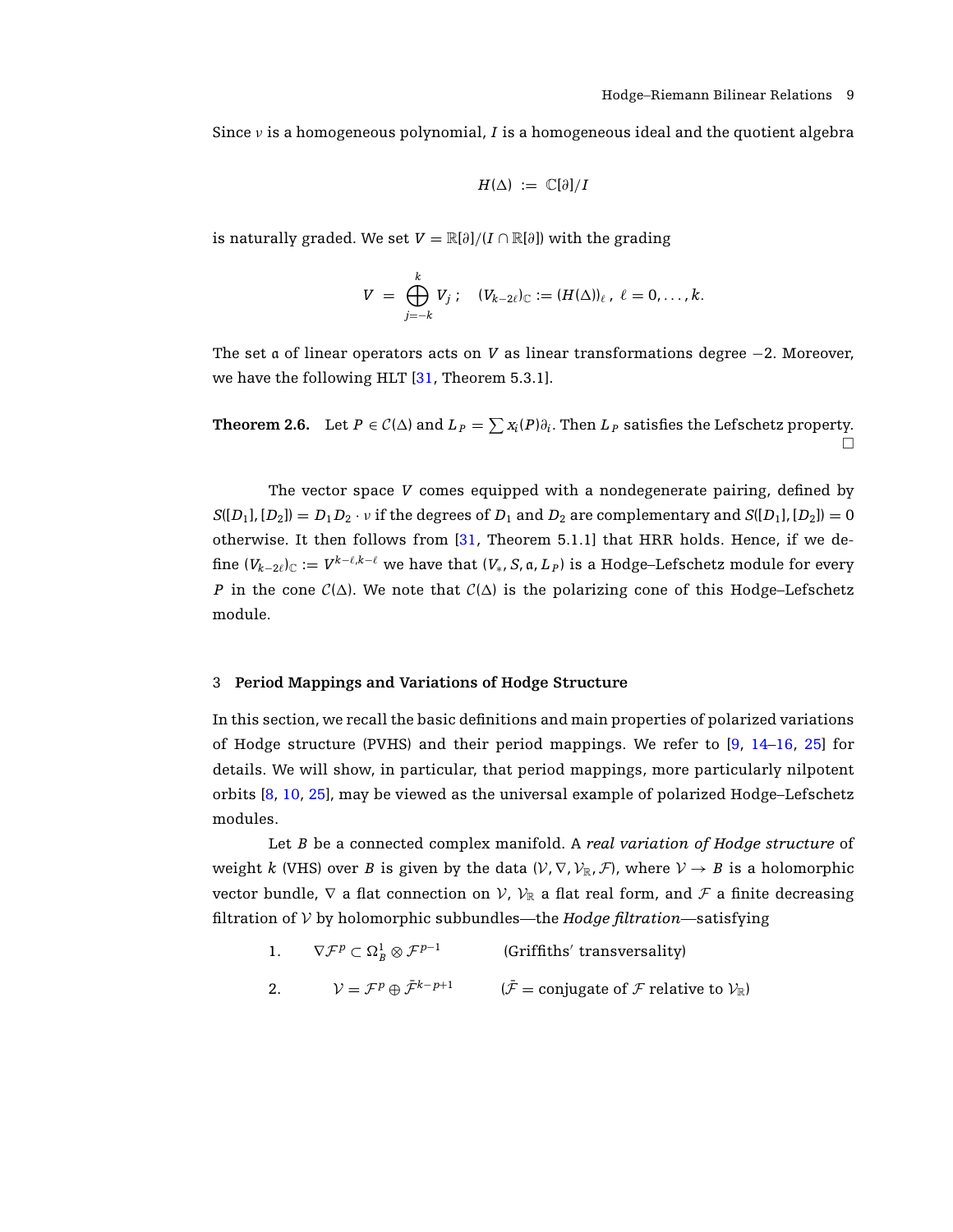Since $\nu$ is a homogeneous polynomial, $I$ is a homogeneous ideal and the quotient algebra

$$H(\Delta) := \mathbb{C}[\partial]/I$$

is naturally graded. We set $V = \mathbb{R}[\partial]/(I \cap \mathbb{R}[\partial])$ with the grading

$$V = \bigoplus_{j=-k}^{k} V_j \, ; \quad (V_{k-2\ell})_{\mathbb{C}} := (H(\Delta))_{\ell} \, , \; \ell = 0, \ldots, k.$$

The set $\mathfrak{a}$ of linear operators acts on $V$ as linear transformations degree $-2$. Moreover, we have the following HLT [31, Theorem 5.3.1].

**Theorem 2.6.** Let $P \in \mathcal{C}(\Delta)$ and $L_P = \sum x_i(P)\partial_i$. Then $L_P$ satisfies the Lefschetz property. □

The vector space $V$ comes equipped with a nondegenerate pairing, defined by $S([D_1],[D_2]) = D_1 D_2 \cdot \nu$ if the degrees of $D_1$ and $D_2$ are complementary and $S([D_1],[D_2]) = 0$ otherwise. It then follows from [31, Theorem 5.1.1] that HRR holds. Hence, if we define $(V_{k-2\ell})_{\mathbb{C}} := V^{k-\ell,k-\ell}$ we have that $(V_*, S, \mathfrak{a}, L_P)$ is a Hodge–Lefschetz module for every $P$ in the cone $\mathcal{C}(\Delta)$. We note that $\mathcal{C}(\Delta)$ is the polarizing cone of this Hodge–Lefschetz module.

## 3 Period Mappings and Variations of Hodge Structure

In this section, we recall the basic definitions and main properties of polarized variations of Hodge structure (PVHS) and their period mappings. We refer to [9, 14–16, 25] for details. We will show, in particular, that period mappings, more particularly nilpotent orbits [8, 10, 25], may be viewed as the universal example of polarized Hodge–Lefschetz modules.

Let $B$ be a connected complex manifold. A *real variation of Hodge structure* of weight $k$ (VHS) over $B$ is given by the data $(\mathcal{V}, \nabla, \mathcal{V}_{\mathbb{R}}, \mathcal{F})$, where $\mathcal{V} \to B$ is a holomorphic vector bundle, $\nabla$ a flat connection on $\mathcal{V}$, $\mathcal{V}_{\mathbb{R}}$ a flat real form, and $\mathcal{F}$ a finite decreasing filtration of $\mathcal{V}$ by holomorphic subbundles—the *Hodge filtration*—satisfying

1. $\nabla \mathcal{F}^p \subset \Omega^1_B \otimes \mathcal{F}^{p-1}$ (Griffiths′ transversality)
2. $\mathcal{V} = \mathcal{F}^p \oplus \bar{\mathcal{F}}^{k-p+1}$ ($\bar{\mathcal{F}}$ = conjugate of $\mathcal{F}$ relative to $\mathcal{V}_{\mathbb{R}}$)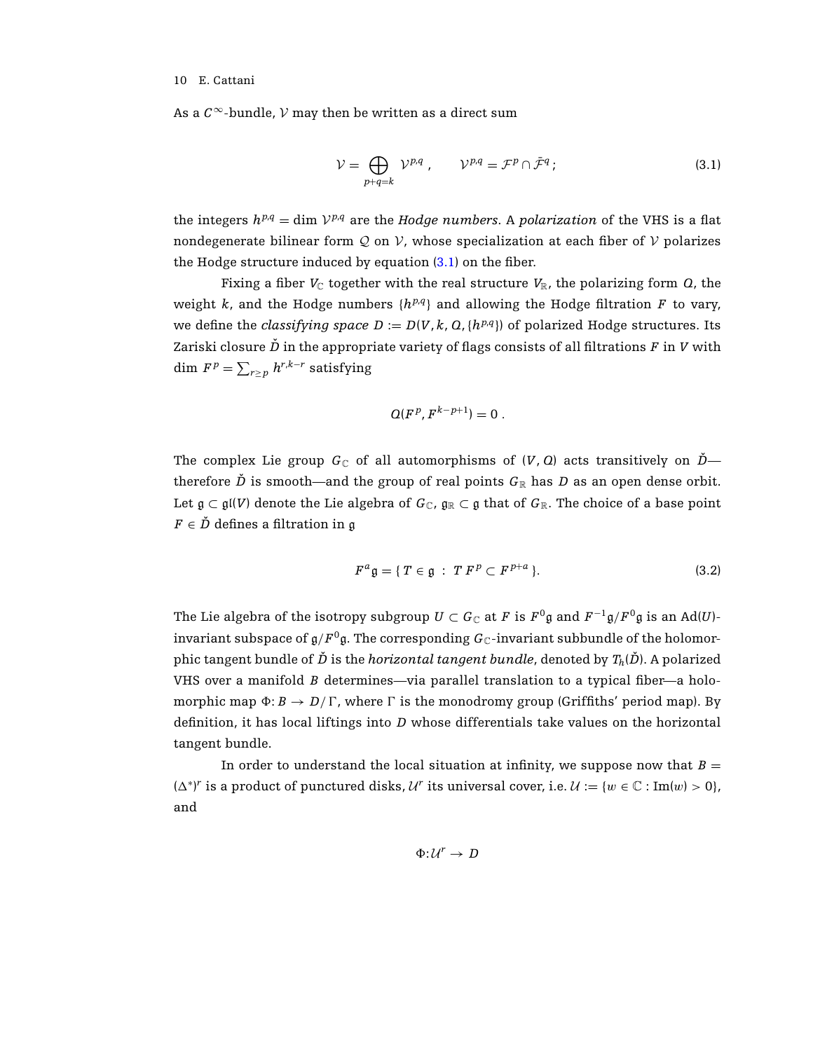As a $C^\infty$-bundle, $\mathcal{V}$ may then be written as a direct sum

$$\mathcal{V} = \bigoplus_{p+q=k} \mathcal{V}^{p,q}\,, \qquad \mathcal{V}^{p,q} = \mathcal{F}^p \cap \bar{\mathcal{F}}^q\,; \tag{3.1}$$

the integers $h^{p,q} = \dim\, \mathcal{V}^{p,q}$ are the *Hodge numbers*. A *polarization* of the VHS is a flat nondegenerate bilinear form $\mathcal{Q}$ on $\mathcal{V}$, whose specialization at each fiber of $\mathcal{V}$ polarizes the Hodge structure induced by equation (3.1) on the fiber.

Fixing a fiber $V_{\mathbb{C}}$ together with the real structure $V_{\mathbb{R}}$, the polarizing form $Q$, the weight $k$, and the Hodge numbers $\{h^{p,q}\}$ and allowing the Hodge filtration $F$ to vary, we define the *classifying space* $D := D(V, k, Q, \{h^{p,q}\})$ of polarized Hodge structures. Its Zariski closure $\check{D}$ in the appropriate variety of flags consists of all filtrations $F$ in $V$ with $\dim\, F^p = \sum_{r\geq p} h^{r,k-r}$ satisfying

$$Q(F^p, F^{k-p+1}) = 0\,.$$

The complex Lie group $G_{\mathbb{C}}$ of all automorphisms of $(V, Q)$ acts transitively on $\check{D}$—therefore $\check{D}$ is smooth—and the group of real points $G_{\mathbb{R}}$ has $D$ as an open dense orbit. Let $\mathfrak{g} \subset \mathfrak{gl}(V)$ denote the Lie algebra of $G_{\mathbb{C}}$, $\mathfrak{g}_{\mathbb{R}} \subset \mathfrak{g}$ that of $G_{\mathbb{R}}$. The choice of a base point $F \in \check{D}$ defines a filtration in $\mathfrak{g}$

$$F^a\mathfrak{g} = \{\, T \in \mathfrak{g} \;:\; T\,F^p \subset F^{p+a}\,\}. \tag{3.2}$$

The Lie algebra of the isotropy subgroup $U \subset G_{\mathbb{C}}$ at $F$ is $F^0\mathfrak{g}$ and $F^{-1}\mathfrak{g}/F^0\mathfrak{g}$ is an $\mathrm{Ad}(U)$-invariant subspace of $\mathfrak{g}/F^0\mathfrak{g}$. The corresponding $G_{\mathbb{C}}$-invariant subbundle of the holomorphic tangent bundle of $\check{D}$ is the *horizontal tangent bundle*, denoted by $T_h(\check{D})$. A polarized VHS over a manifold $B$ determines—via parallel translation to a typical fiber—a holomorphic map $\Phi\colon B \to D/\Gamma$, where $\Gamma$ is the monodromy group (Griffiths' period map). By definition, it has local liftings into $D$ whose differentials take values on the horizontal tangent bundle.

In order to understand the local situation at infinity, we suppose now that $B = (\Delta^*)^r$ is a product of punctured disks, $\mathcal{U}^r$ its universal cover, i.e. $\mathcal{U} := \{w \in \mathbb{C} : \mathrm{Im}(w) > 0\}$, and

$$\Phi\colon \mathcal{U}^r \to D$$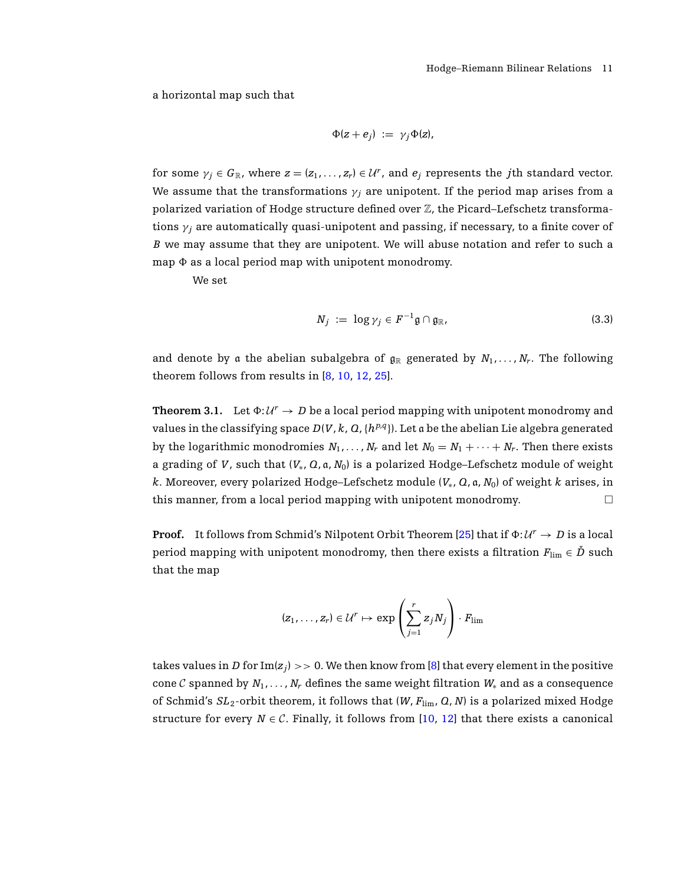a horizontal map such that

$$\Phi(z + e_j) \;:=\; \gamma_j \Phi(z),$$

for some $\gamma_j \in G_{\mathbb{R}}$, where $z = (z_1, \dots, z_r) \in \mathcal{U}^r$, and $e_j$ represents the $j$th standard vector. We assume that the transformations $\gamma_j$ are unipotent. If the period map arises from a polarized variation of Hodge structure defined over $\mathbb{Z}$, the Picard–Lefschetz transformations $\gamma_j$ are automatically quasi-unipotent and passing, if necessary, to a finite cover of $B$ we may assume that they are unipotent. We will abuse notation and refer to such a map $\Phi$ as a local period map with unipotent monodromy.

We set

$$N_j \;:=\; \log \gamma_j \in F^{-1}\mathfrak{g} \cap \mathfrak{g}_{\mathbb{R}}, \tag{3.3}$$

and denote by $\mathfrak{a}$ the abelian subalgebra of $\mathfrak{g}_{\mathbb{R}}$ generated by $N_1, \dots, N_r$. The following theorem follows from results in [8, 10, 12, 25].

**Theorem 3.1.** Let $\Phi: \mathcal{U}^r \to D$ be a local period mapping with unipotent monodromy and values in the classifying space $D(V, k, Q, \{h^{p,q}\})$. Let $\mathfrak{a}$ be the abelian Lie algebra generated by the logarithmic monodromies $N_1, \dots, N_r$ and let $N_0 = N_1 + \dots + N_r$. Then there exists a grading of $V$, such that $(V_*, Q, \mathfrak{a}, N_0)$ is a polarized Hodge–Lefschetz module of weight $k$. Moreover, every polarized Hodge–Lefschetz module $(V_*, Q, \mathfrak{a}, N_0)$ of weight $k$ arises, in this manner, from a local period mapping with unipotent monodromy. □

**Proof.** It follows from Schmid's Nilpotent Orbit Theorem [25] that if $\Phi: \mathcal{U}^r \to D$ is a local period mapping with unipotent monodromy, then there exists a filtration $F_{\lim} \in \check{D}$ such that the map

$$(z_1, \dots, z_r) \in \mathcal{U}^r \mapsto \exp\left(\sum_{j=1}^{r} z_j N_j\right) \cdot F_{\lim}$$

takes values in $D$ for $\mathrm{Im}(z_j) >> 0$. We then know from [8] that every element in the positive cone $\mathcal{C}$ spanned by $N_1, \dots, N_r$ defines the same weight filtration $W_*$ and as a consequence of Schmid's $SL_2$-orbit theorem, it follows that $(W, F_{\lim}, Q, N)$ is a polarized mixed Hodge structure for every $N \in \mathcal{C}$. Finally, it follows from [10, 12] that there exists a canonical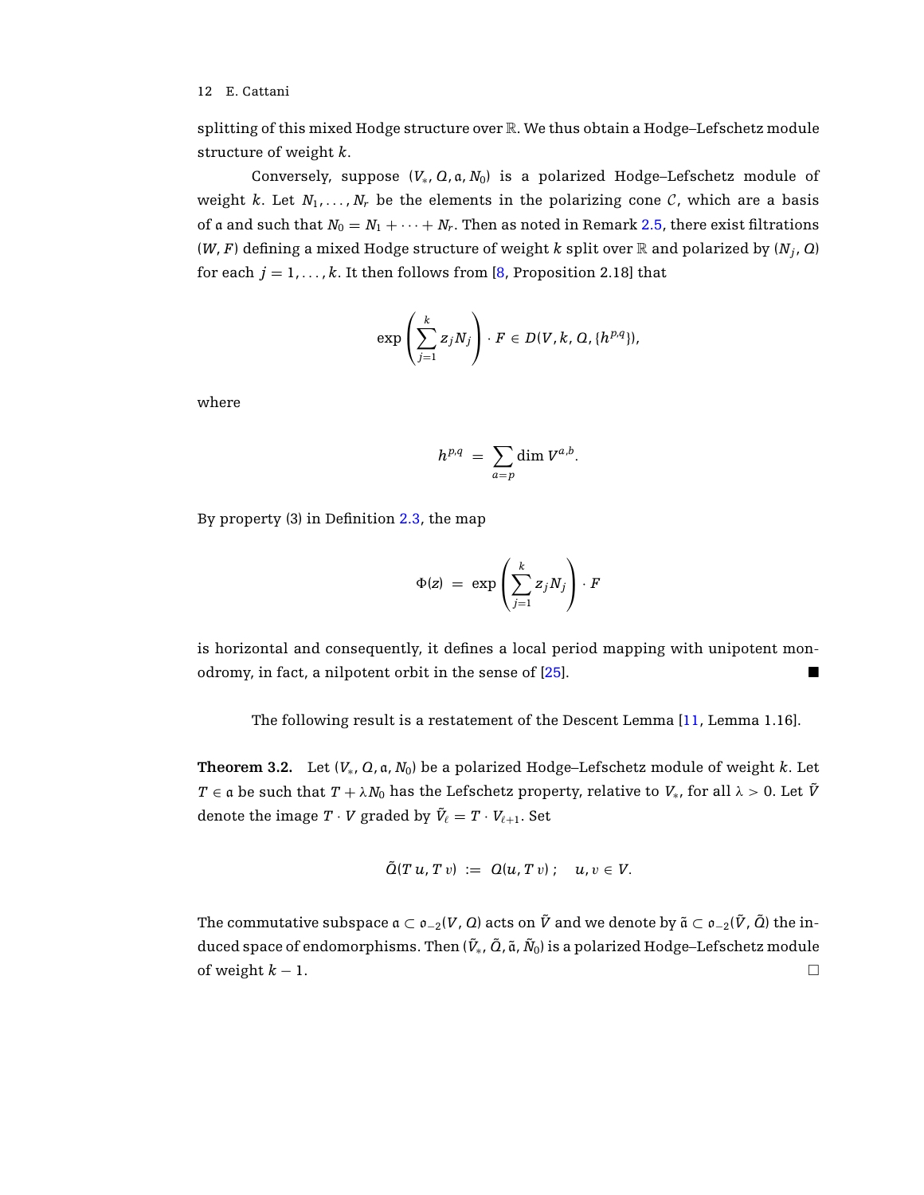splitting of this mixed Hodge structure over $\mathbb{R}$. We thus obtain a Hodge–Lefschetz module structure of weight $k$.

Conversely, suppose $(V_*, Q, \mathfrak{a}, N_0)$ is a polarized Hodge–Lefschetz module of weight $k$. Let $N_1, \dots, N_r$ be the elements in the polarizing cone $\mathcal{C}$, which are a basis of $\mathfrak{a}$ and such that $N_0 = N_1 + \cdots + N_r$. Then as noted in Remark 2.5, there exist filtrations $(W, F)$ defining a mixed Hodge structure of weight $k$ split over $\mathbb{R}$ and polarized by $(N_j, Q)$ for each $j = 1, \dots, k$. It then follows from [8, Proposition 2.18] that

$$\exp\left(\sum_{j=1}^{k} z_j N_j\right) \cdot F \in D(V, k, Q, \{h^{p,q}\}),$$

where

$$h^{p,q} \;=\; \sum_{a=p} \dim V^{a,b}.$$

By property (3) in Definition 2.3, the map

$$\Phi(z) \;=\; \exp\left(\sum_{j=1}^{k} z_j N_j\right) \cdot F$$

is horizontal and consequently, it defines a local period mapping with unipotent monodromy, in fact, a nilpotent orbit in the sense of [25]. ■

The following result is a restatement of the Descent Lemma [11, Lemma 1.16].

**Theorem 3.2.** Let $(V_*, Q, \mathfrak{a}, N_0)$ be a polarized Hodge–Lefschetz module of weight $k$. Let $T \in \mathfrak{a}$ be such that $T + \lambda N_0$ has the Lefschetz property, relative to $V_*$, for all $\lambda > 0$. Let $\tilde{V}$ denote the image $T \cdot V$ graded by $\tilde{V}_\ell = T \cdot V_{\ell+1}$. Set

$$\tilde{Q}(T\,u, T\,v) \;:=\; Q(u, T\,v)\;; \quad u, v \in V.$$

The commutative subspace $\mathfrak{a} \subset \mathfrak{o}_{-2}(V, Q)$ acts on $\tilde{V}$ and we denote by $\tilde{\mathfrak{a}} \subset \mathfrak{o}_{-2}(\tilde{V}, \tilde{Q})$ the induced space of endomorphisms. Then $(\tilde{V}_*, \tilde{Q}, \tilde{\mathfrak{a}}, \tilde{N}_0)$ is a polarized Hodge–Lefschetz module of weight $k - 1$. □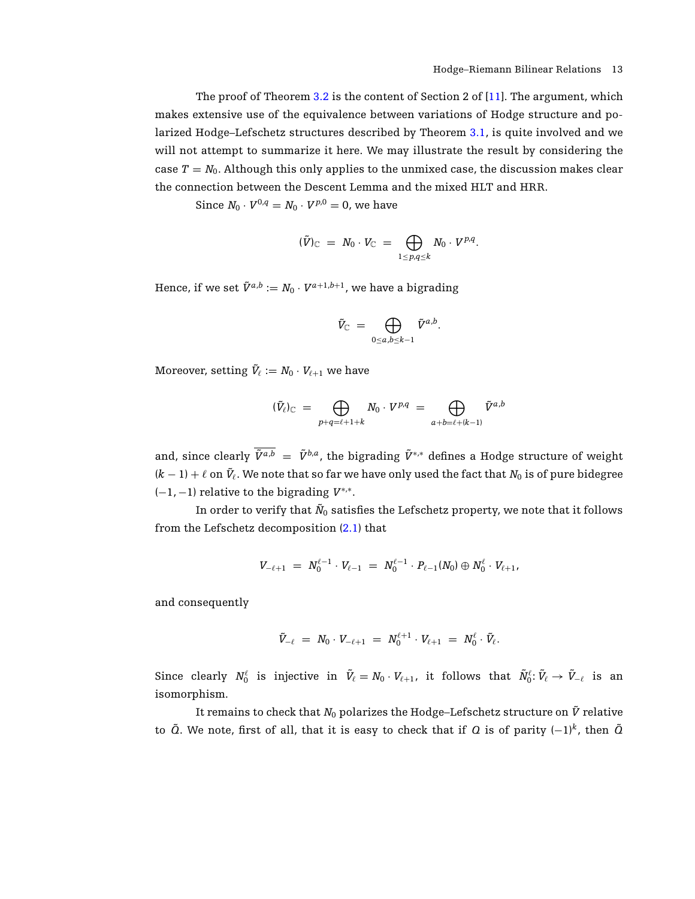The proof of Theorem 3.2 is the content of Section 2 of [11]. The argument, which makes extensive use of the equivalence between variations of Hodge structure and polarized Hodge–Lefschetz structures described by Theorem 3.1, is quite involved and we will not attempt to summarize it here. We may illustrate the result by considering the case $T = N_0$. Although this only applies to the unmixed case, the discussion makes clear the connection between the Descent Lemma and the mixed HLT and HRR.

Since $N_0 \cdot V^{0,q} = N_0 \cdot V^{p,0} = 0$, we have

$$(\tilde{V})_{\mathbb{C}} \;=\; N_0 \cdot V_{\mathbb{C}} \;=\; \bigoplus_{1\leq p,q\leq k} N_0 \cdot V^{p,q}.$$

Hence, if we set $\tilde{V}^{a,b} := N_0 \cdot V^{a+1,b+1}$, we have a bigrading

$$\tilde{V}_{\mathbb{C}} \;=\; \bigoplus_{0\leq a,b\leq k-1} \tilde{V}^{a,b}.$$

Moreover, setting $\tilde{V}_\ell := N_0 \cdot V_{\ell+1}$ we have

$$(\tilde{V}_\ell)_{\mathbb{C}} \;=\; \bigoplus_{p+q=\ell+1+k} N_0 \cdot V^{p,q} \;=\; \bigoplus_{a+b=\ell+(k-1)} \tilde{V}^{a,b}$$

and, since clearly $\overline{\tilde{V}^{a,b}} \;=\; \tilde{V}^{b,a}$, the bigrading $\tilde{V}^{*,*}$ defines a Hodge structure of weight $(k-1)+\ell$ on $\tilde{V}_\ell$. We note that so far we have only used the fact that $N_0$ is of pure bidegree $(-1,-1)$ relative to the bigrading $V^{*,*}$.

In order to verify that $\tilde{N}_0$ satisfies the Lefschetz property, we note that it follows from the Lefschetz decomposition (2.1) that

$$V_{-\ell+1} \;=\; N_0^{\ell-1} \cdot V_{\ell-1} \;=\; N_0^{\ell-1} \cdot P_{\ell-1}(N_0) \oplus N_0^{\ell} \cdot V_{\ell+1},$$

and consequently

$$\tilde{V}_{-\ell} \;=\; N_0 \cdot V_{-\ell+1} \;=\; N_0^{\ell+1} \cdot V_{\ell+1} \;=\; N_0^{\ell} \cdot \tilde{V}_\ell.$$

Since clearly $N_0^\ell$ is injective in $\tilde{V}_\ell = N_0 \cdot V_{\ell+1}$, it follows that $\tilde{N}_0^\ell \colon \tilde{V}_\ell \to \tilde{V}_{-\ell}$ is an isomorphism.

It remains to check that $N_0$ polarizes the Hodge–Lefschetz structure on $\tilde{V}$ relative to $\tilde{Q}$. We note, first of all, that it is easy to check that if $Q$ is of parity $(-1)^k$, then $\tilde{Q}$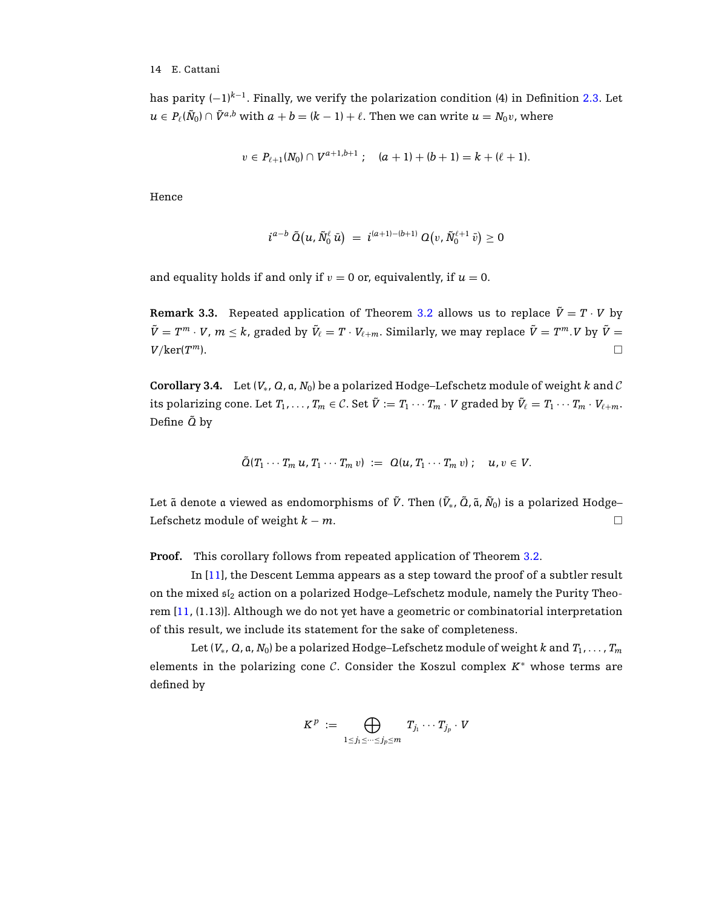has parity $(-1)^{k-1}$. Finally, we verify the polarization condition (4) in Definition 2.3. Let $u \in P_\ell(\tilde{N}_0) \cap \tilde{V}^{a,b}$ with $a + b = (k-1) + \ell$. Then we can write $u = N_0 v$, where

$$v \in P_{\ell+1}(N_0) \cap V^{a+1,b+1}\ ; \quad (a+1) + (b+1) = k + (\ell + 1).$$

Hence

$$i^{a-b}\, \tilde{Q}\big(u, \tilde{N}_0^\ell\, \bar{u}\big) \;=\; i^{(a+1)-(b+1)}\, Q\big(v, \tilde{N}_0^{\ell+1}\, \bar{v}\big) \geq 0$$

and equality holds if and only if $v = 0$ or, equivalently, if $u = 0$.

**Remark 3.3.** Repeated application of Theorem 3.2 allows us to replace $\tilde{V} = T \cdot V$ by $\tilde{V} = T^m \cdot V$, $m \leq k$, graded by $\tilde{V}_\ell = T \cdot V_{\ell+m}$. Similarly, we may replace $\tilde{V} = T^m.V$ by $\tilde{V} = V/\ker(T^m)$. $\square$

**Corollary 3.4.** Let $(V_*, Q, \mathfrak{a}, N_0)$ be a polarized Hodge–Lefschetz module of weight $k$ and $\mathcal{C}$ its polarizing cone. Let $T_1, \ldots, T_m \in \mathcal{C}$. Set $\tilde{V} := T_1 \cdots T_m \cdot V$ graded by $\tilde{V}_\ell = T_1 \cdots T_m \cdot V_{\ell+m}$. Define $\tilde{Q}$ by

$$\tilde{Q}(T_1 \cdots T_m\, u, T_1 \cdots T_m\, v) \;:=\; Q(u, T_1 \cdots T_m\, v)\ ; \quad u, v \in V.$$

Let $\tilde{\mathfrak{a}}$ denote $\mathfrak{a}$ viewed as endomorphisms of $\tilde{V}$. Then $(\tilde{V}_*, \tilde{Q}, \tilde{\mathfrak{a}}, \tilde{N}_0)$ is a polarized Hodge–Lefschetz module of weight $k - m$. $\square$

**Proof.** This corollary follows from repeated application of Theorem 3.2.

In [11], the Descent Lemma appears as a step toward the proof of a subtler result on the mixed $\mathfrak{sl}_2$ action on a polarized Hodge–Lefschetz module, namely the Purity Theorem [11, (1.13)]. Although we do not yet have a geometric or combinatorial interpretation of this result, we include its statement for the sake of completeness.

Let $(V_*, Q, \mathfrak{a}, N_0)$ be a polarized Hodge–Lefschetz module of weight $k$ and $T_1, \ldots, T_m$ elements in the polarizing cone $\mathcal{C}$. Consider the Koszul complex $K^*$ whose terms are defined by

$$K^p \;:=\; \bigoplus_{1 \leq j_1 \leq \cdots \leq j_p \leq m} T_{j_1} \cdots T_{j_p} \cdot V$$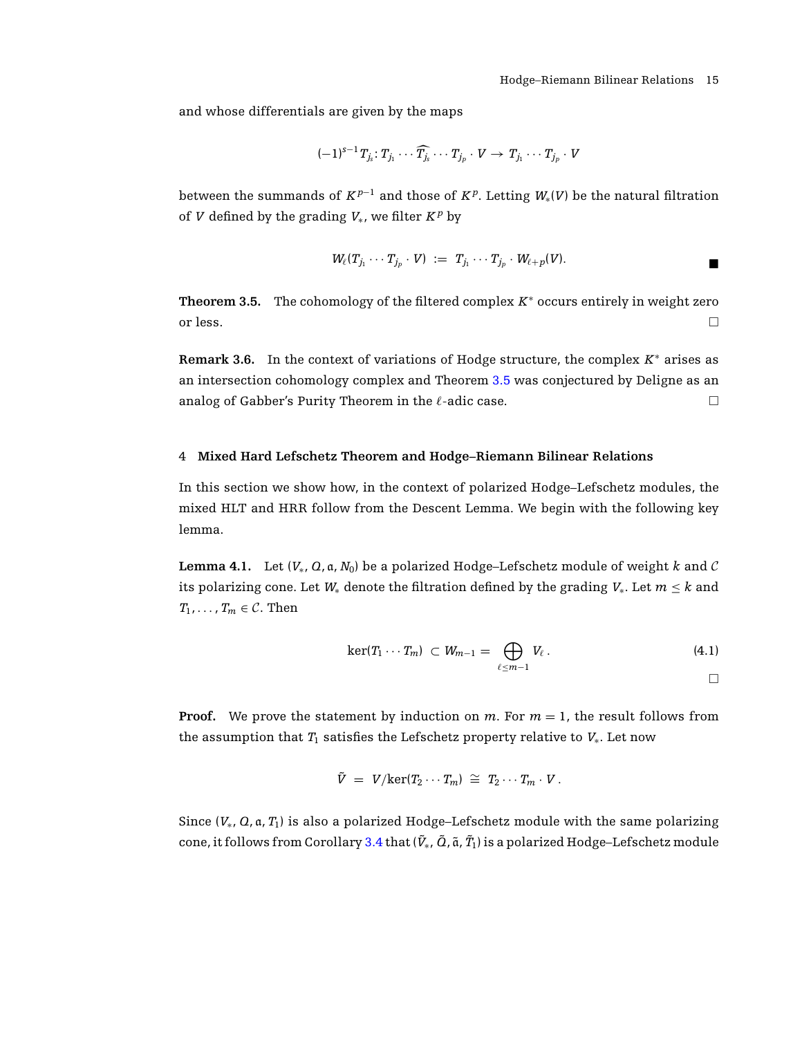and whose differentials are given by the maps

$$(-1)^{s-1} T_{j_s} \colon T_{j_1} \cdots \widehat{T_{j_s}} \cdots T_{j_p} \cdot V \to T_{j_1} \cdots T_{j_p} \cdot V$$

between the summands of $K^{p-1}$ and those of $K^p$. Letting $W_*(V)$ be the natural filtration of $V$ defined by the grading $V_*$, we filter $K^p$ by

$$W_\ell(T_{j_1} \cdots T_{j_p} \cdot V) \;:=\; T_{j_1} \cdots T_{j_p} \cdot W_{\ell+p}(V).$$

■

**Theorem 3.5.** The cohomology of the filtered complex $K^*$ occurs entirely in weight zero or less. □

**Remark 3.6.** In the context of variations of Hodge structure, the complex $K^*$ arises as an intersection cohomology complex and Theorem 3.5 was conjectured by Deligne as an analog of Gabber's Purity Theorem in the $\ell$-adic case. □

## 4 Mixed Hard Lefschetz Theorem and Hodge–Riemann Bilinear Relations

In this section we show how, in the context of polarized Hodge–Lefschetz modules, the mixed HLT and HRR follow from the Descent Lemma. We begin with the following key lemma.

**Lemma 4.1.** Let $(V_*, Q, \mathfrak{a}, N_0)$ be a polarized Hodge–Lefschetz module of weight $k$ and $\mathcal{C}$ its polarizing cone. Let $W_*$ denote the filtration defined by the grading $V_*$. Let $m \leq k$ and $T_1, \ldots, T_m \in \mathcal{C}$. Then

$$\ker(T_1 \cdots T_m) \;\subset W_{m-1} = \bigoplus_{\ell \leq m-1} V_\ell\,. \tag{4.1}$$

□

**Proof.** We prove the statement by induction on $m$. For $m = 1$, the result follows from the assumption that $T_1$ satisfies the Lefschetz property relative to $V_*$. Let now

$$\tilde{V} \;=\; V/\ker(T_2 \cdots T_m) \;\cong\; T_2 \cdots T_m \cdot V\,.$$

Since $(V_*, Q, \mathfrak{a}, T_1)$ is also a polarized Hodge–Lefschetz module with the same polarizing cone, it follows from Corollary 3.4 that $(\tilde{V}_*, \tilde{Q}, \tilde{\mathfrak{a}}, \tilde{T}_1)$ is a polarized Hodge–Lefschetz module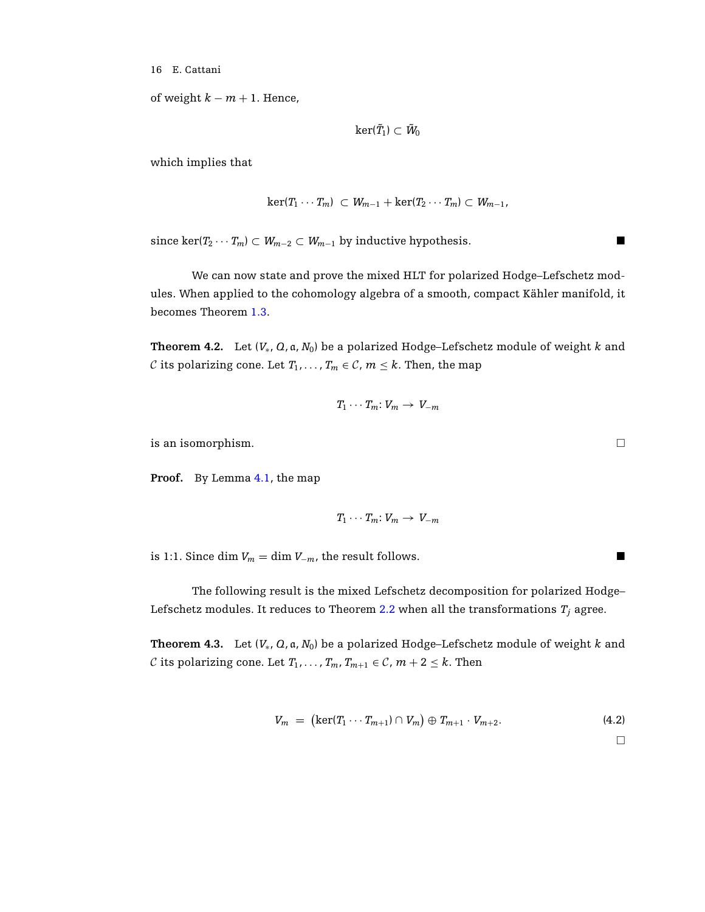of weight $k - m + 1$. Hence,

$$\ker(\tilde{T}_1) \subset \tilde{W}_0$$

which implies that

$$\ker(T_1 \cdots T_m) \subset W_{m-1} + \ker(T_2 \cdots T_m) \subset W_{m-1},$$

since $\ker(T_2 \cdots T_m) \subset W_{m-2} \subset W_{m-1}$ by inductive hypothesis. ■

We can now state and prove the mixed HLT for polarized Hodge–Lefschetz modules. When applied to the cohomology algebra of a smooth, compact Kähler manifold, it becomes Theorem 1.3.

**Theorem 4.2.** Let $(V_*, Q, \mathfrak{a}, N_0)$ be a polarized Hodge–Lefschetz module of weight $k$ and $\mathcal{C}$ its polarizing cone. Let $T_1, \ldots, T_m \in \mathcal{C}$, $m \leq k$. Then, the map

$$T_1 \cdots T_m \colon V_m \to V_{-m}$$

is an isomorphism. □

**Proof.** By Lemma 4.1, the map

$$T_1 \cdots T_m \colon V_m \to V_{-m}$$

is 1:1. Since $\dim V_m = \dim V_{-m}$, the result follows. ■

The following result is the mixed Lefschetz decomposition for polarized Hodge–Lefschetz modules. It reduces to Theorem 2.2 when all the transformations $T_j$ agree.

**Theorem 4.3.** Let $(V_*, Q, \mathfrak{a}, N_0)$ be a polarized Hodge–Lefschetz module of weight $k$ and $\mathcal{C}$ its polarizing cone. Let $T_1, \ldots, T_m, T_{m+1} \in \mathcal{C}$, $m + 2 \leq k$. Then

$$V_m = \big(\ker(T_1 \cdots T_{m+1}) \cap V_m\big) \oplus T_{m+1} \cdot V_{m+2}. \tag{4.2}$$

□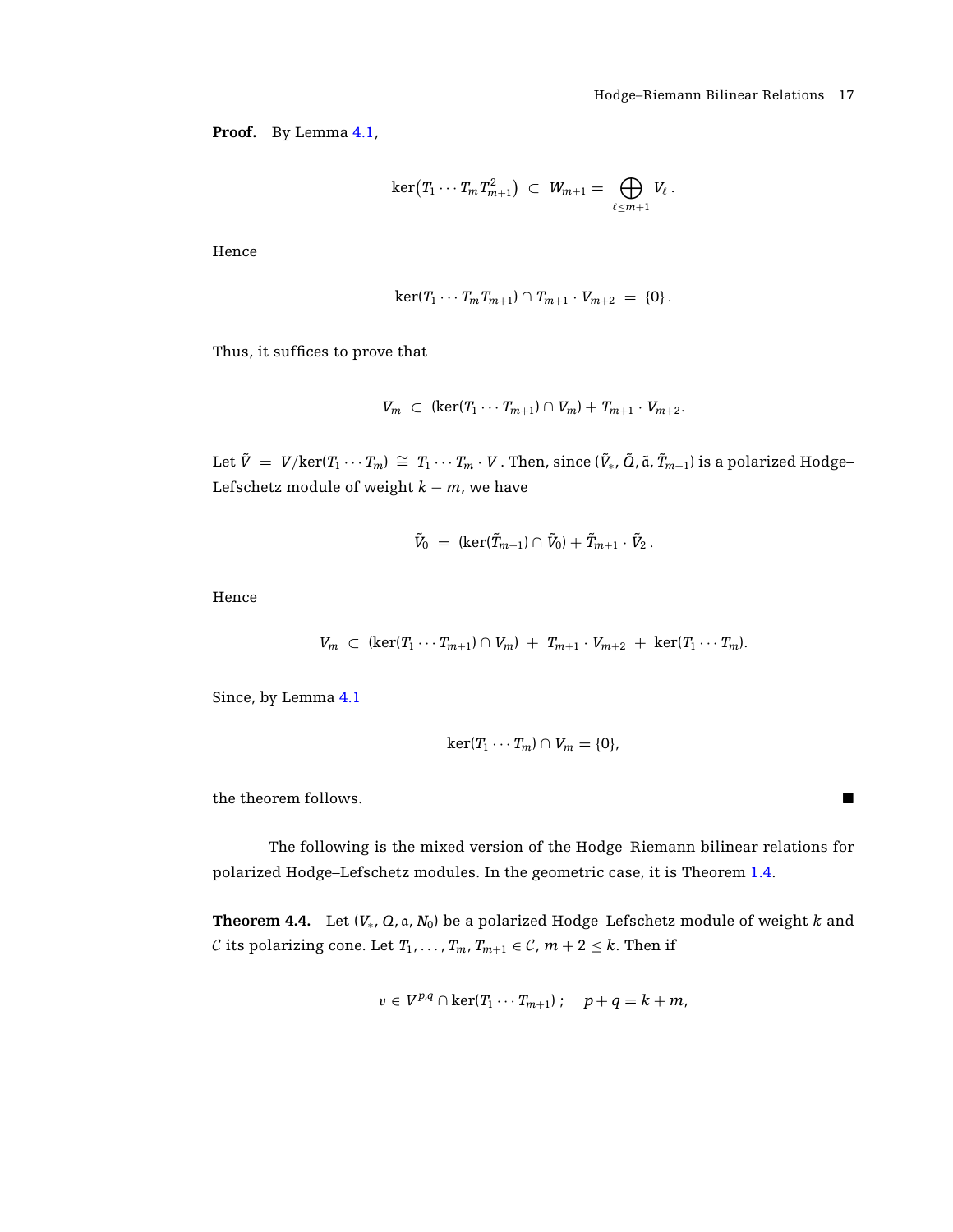**Proof.** By Lemma 4.1,

$$\ker\big(T_1 \cdots T_m T_{m+1}^2\big) \ \subset \ W_{m+1} = \bigoplus_{\ell \le m+1} V_\ell \,.$$

Hence

$$\ker(T_1 \cdots T_m T_{m+1}) \cap T_{m+1} \cdot V_{m+2} \ = \ \{0\}\,.$$

Thus, it suffices to prove that

$$V_m \ \subset \ (\ker(T_1 \cdots T_{m+1}) \cap V_m) + T_{m+1} \cdot V_{m+2}.$$

Let $\tilde{V} \ = \ V/\ker(T_1 \cdots T_m) \ \cong \ T_1 \cdots T_m \cdot V$ . Then, since $(\tilde{V}_*, \tilde{Q}, \tilde{\mathfrak{a}}, \tilde{T}_{m+1})$ is a polarized Hodge–Lefschetz module of weight $k - m$, we have

$$\tilde{V}_0 \ = \ (\ker(\tilde{T}_{m+1}) \cap \tilde{V}_0) + \tilde{T}_{m+1} \cdot \tilde{V}_2\,.$$

Hence

$$V_m \ \subset \ (\ker(T_1 \cdots T_{m+1}) \cap V_m) \ + \ T_{m+1} \cdot V_{m+2} \ + \ \ker(T_1 \cdots T_m).$$

Since, by Lemma 4.1

$$\ker(T_1 \cdots T_m) \cap V_m = \{0\},$$

the theorem follows. ■

The following is the mixed version of the Hodge–Riemann bilinear relations for polarized Hodge–Lefschetz modules. In the geometric case, it is Theorem 1.4.

**Theorem 4.4.** Let $(V_*, Q, \mathfrak{a}, N_0)$ be a polarized Hodge–Lefschetz module of weight $k$ and $\mathcal{C}$ its polarizing cone. Let $T_1, \ldots, T_m, T_{m+1} \in \mathcal{C}$, $m + 2 \le k$. Then if

$$v \in V^{p,q} \cap \ker(T_1 \cdots T_{m+1})\,; \quad p + q = k + m,$$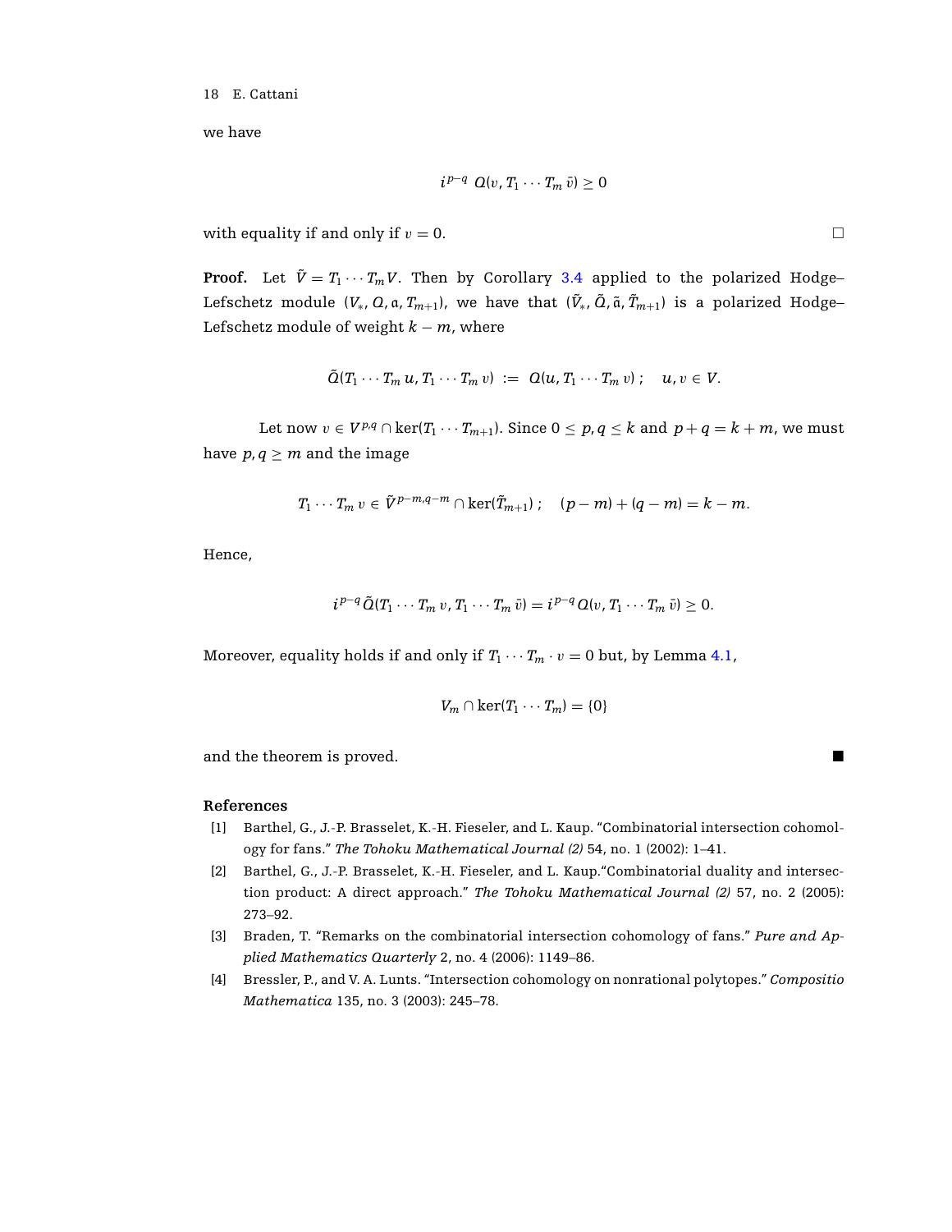we have

$$i^{p-q}\ Q(v, T_1 \cdots T_m\, \bar{v}) \geq 0$$

with equality if and only if $v = 0$. □

**Proof.** Let $\tilde{V} = T_1 \cdots T_m V$. Then by Corollary 3.4 applied to the polarized Hodge–Lefschetz module $(V_*, Q, \mathfrak{a}, T_{m+1})$, we have that $(\tilde{V}_*, \tilde{Q}, \tilde{\mathfrak{a}}, \tilde{T}_{m+1})$ is a polarized Hodge–Lefschetz module of weight $k - m$, where

$$\tilde{Q}(T_1 \cdots T_m\, u, T_1 \cdots T_m\, v) \ := \ Q(u, T_1 \cdots T_m\, v)\ ; \quad u, v \in V.$$

Let now $v \in V^{p,q} \cap \ker(T_1 \cdots T_{m+1})$. Since $0 \leq p, q \leq k$ and $p + q = k + m$, we must have $p, q \geq m$ and the image

$$T_1 \cdots T_m\, v \in \tilde{V}^{p-m, q-m} \cap \ker(\tilde{T}_{m+1})\ ; \quad (p - m) + (q - m) = k - m.$$

Hence,

$$i^{p-q}\, \tilde{Q}(T_1 \cdots T_m\, v, T_1 \cdots T_m\, \bar{v}) = i^{p-q}\, Q(v, T_1 \cdots T_m\, \bar{v}) \geq 0.$$

Moreover, equality holds if and only if $T_1 \cdots T_m \cdot v = 0$ but, by Lemma 4.1,

$$V_m \cap \ker(T_1 \cdots T_m) = \{0\}$$

and the theorem is proved. ■

## References

[1] Barthel, G., J.-P. Brasselet, K.-H. Fieseler, and L. Kaup. "Combinatorial intersection cohomology for fans." *The Tohoku Mathematical Journal (2)* 54, no. 1 (2002): 1–41.

[2] Barthel, G., J.-P. Brasselet, K.-H. Fieseler, and L. Kaup."Combinatorial duality and intersection product: A direct approach." *The Tohoku Mathematical Journal (2)* 57, no. 2 (2005): 273–92.

[3] Braden, T. "Remarks on the combinatorial intersection cohomology of fans." *Pure and Applied Mathematics Quarterly* 2, no. 4 (2006): 1149–86.

[4] Bressler, P., and V. A. Lunts. "Intersection cohomology on nonrational polytopes." *Compositio Mathematica* 135, no. 3 (2003): 245–78.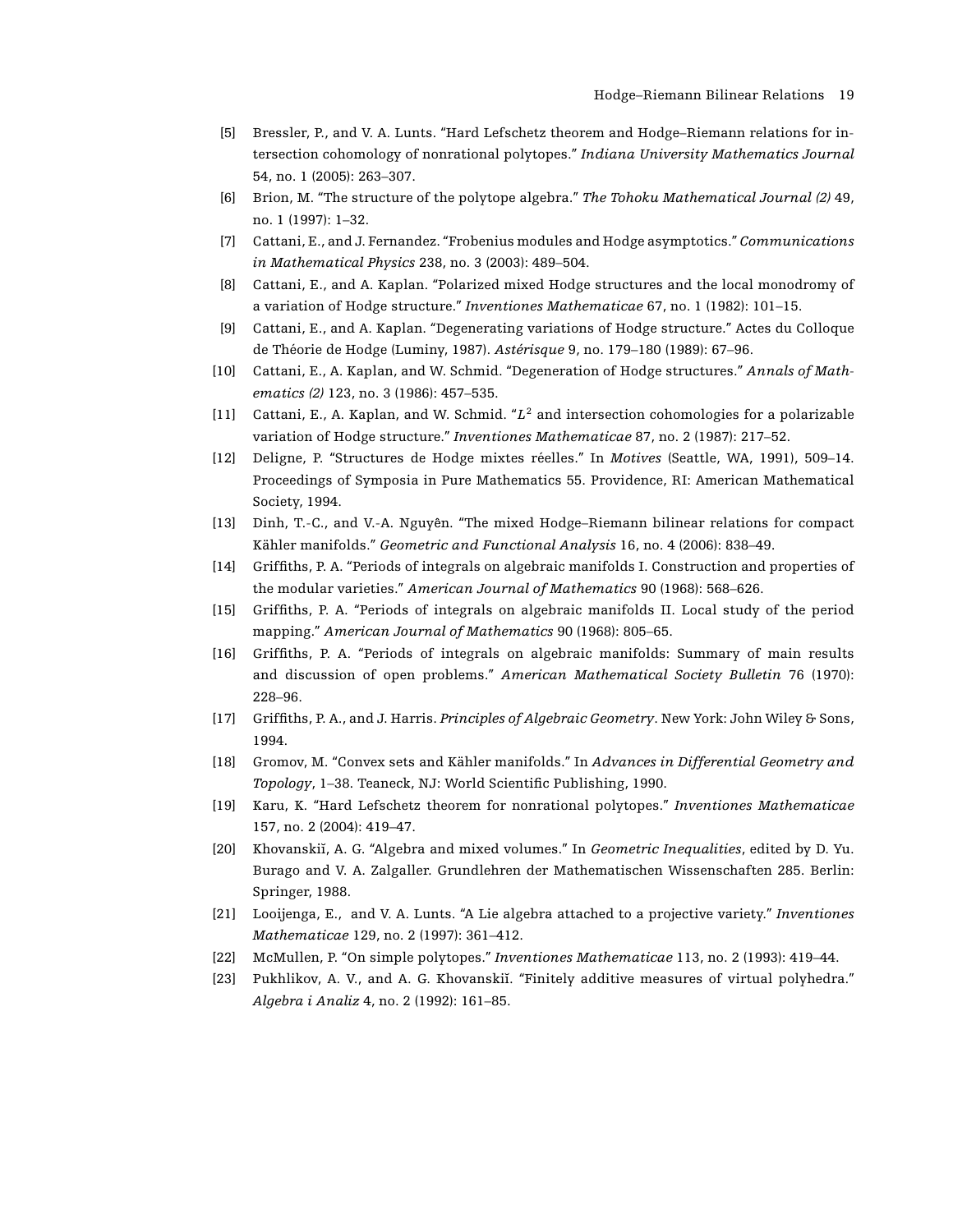[5] Bressler, P., and V. A. Lunts. “Hard Lefschetz theorem and Hodge–Riemann relations for intersection cohomology of nonrational polytopes.” *Indiana University Mathematics Journal* 54, no. 1 (2005): 263–307.

[6] Brion, M. “The structure of the polytope algebra.” *The Tohoku Mathematical Journal (2)* 49, no. 1 (1997): 1–32.

[7] Cattani, E., and J. Fernandez. “Frobenius modules and Hodge asymptotics.” *Communications in Mathematical Physics* 238, no. 3 (2003): 489–504.

[8] Cattani, E., and A. Kaplan. “Polarized mixed Hodge structures and the local monodromy of a variation of Hodge structure.” *Inventiones Mathematicae* 67, no. 1 (1982): 101–15.

[9] Cattani, E., and A. Kaplan. “Degenerating variations of Hodge structure.” Actes du Colloque de Théorie de Hodge (Luminy, 1987). *Astérisque* 9, no. 179–180 (1989): 67–96.

[10] Cattani, E., A. Kaplan, and W. Schmid. “Degeneration of Hodge structures.” *Annals of Mathematics (2)* 123, no. 3 (1986): 457–535.

[11] Cattani, E., A. Kaplan, and W. Schmid. “$L^2$ and intersection cohomologies for a polarizable variation of Hodge structure.” *Inventiones Mathematicae* 87, no. 2 (1987): 217–52.

[12] Deligne, P. “Structures de Hodge mixtes réelles.” In *Motives* (Seattle, WA, 1991), 509–14. Proceedings of Symposia in Pure Mathematics 55. Providence, RI: American Mathematical Society, 1994.

[13] Dinh, T.-C., and V.-A. Nguyên. “The mixed Hodge–Riemann bilinear relations for compact Kähler manifolds.” *Geometric and Functional Analysis* 16, no. 4 (2006): 838–49.

[14] Griffiths, P. A. “Periods of integrals on algebraic manifolds I. Construction and properties of the modular varieties.” *American Journal of Mathematics* 90 (1968): 568–626.

[15] Griffiths, P. A. “Periods of integrals on algebraic manifolds II. Local study of the period mapping.” *American Journal of Mathematics* 90 (1968): 805–65.

[16] Griffiths, P. A. “Periods of integrals on algebraic manifolds: Summary of main results and discussion of open problems.” *American Mathematical Society Bulletin* 76 (1970): 228–96.

[17] Griffiths, P. A., and J. Harris. *Principles of Algebraic Geometry*. New York: John Wiley & Sons, 1994.

[18] Gromov, M. “Convex sets and Kähler manifolds.” In *Advances in Differential Geometry and Topology*, 1–38. Teaneck, NJ: World Scientific Publishing, 1990.

[19] Karu, K. “Hard Lefschetz theorem for nonrational polytopes.” *Inventiones Mathematicae* 157, no. 2 (2004): 419–47.

[20] Khovanskiĭ, A. G. “Algebra and mixed volumes.” In *Geometric Inequalities*, edited by D. Yu. Burago and V. A. Zalgaller. Grundlehren der Mathematischen Wissenschaften 285. Berlin: Springer, 1988.

[21] Looijenga, E., and V. A. Lunts. “A Lie algebra attached to a projective variety.” *Inventiones Mathematicae* 129, no. 2 (1997): 361–412.

[22] McMullen, P. “On simple polytopes.” *Inventiones Mathematicae* 113, no. 2 (1993): 419–44.

[23] Pukhlikov, A. V., and A. G. Khovanskiĭ. “Finitely additive measures of virtual polyhedra.” *Algebra i Analiz* 4, no. 2 (1992): 161–85.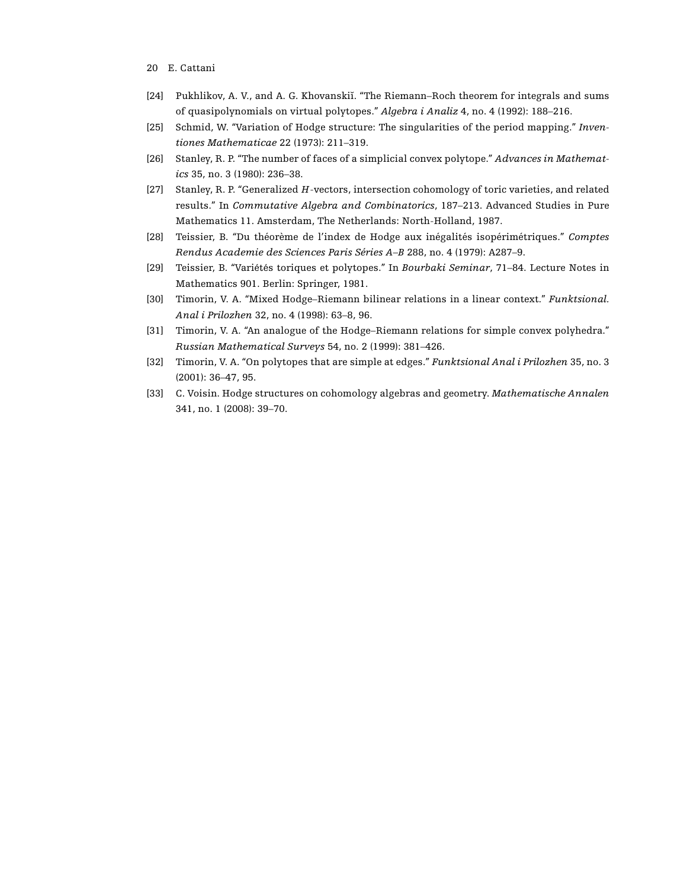[24] Pukhlikov, A. V., and A. G. Khovanskiĭ. “The Riemann–Roch theorem for integrals and sums of quasipolynomials on virtual polytopes.” *Algebra i Analiz* 4, no. 4 (1992): 188–216.

[25] Schmid, W. “Variation of Hodge structure: The singularities of the period mapping.” *Inventiones Mathematicae* 22 (1973): 211–319.

[26] Stanley, R. P. “The number of faces of a simplicial convex polytope.” *Advances in Mathematics* 35, no. 3 (1980): 236–38.

[27] Stanley, R. P. “Generalized $H$-vectors, intersection cohomology of toric varieties, and related results.” In *Commutative Algebra and Combinatorics*, 187–213. Advanced Studies in Pure Mathematics 11. Amsterdam, The Netherlands: North-Holland, 1987.

[28] Teissier, B. “Du théorème de l’index de Hodge aux inégalités isopérimétriques.” *Comptes Rendus Academie des Sciences Paris Séries A–B* 288, no. 4 (1979): A287–9.

[29] Teissier, B. “Variétés toriques et polytopes.” In *Bourbaki Seminar*, 71–84. Lecture Notes in Mathematics 901. Berlin: Springer, 1981.

[30] Timorin, V. A. “Mixed Hodge–Riemann bilinear relations in a linear context.” *Funktsional. Anal i Prilozhen* 32, no. 4 (1998): 63–8, 96.

[31] Timorin, V. A. “An analogue of the Hodge–Riemann relations for simple convex polyhedra.” *Russian Mathematical Surveys* 54, no. 2 (1999): 381–426.

[32] Timorin, V. A. “On polytopes that are simple at edges.” *Funktsional Anal i Prilozhen* 35, no. 3 (2001): 36–47, 95.

[33] C. Voisin. Hodge structures on cohomology algebras and geometry. *Mathematische Annalen* 341, no. 1 (2008): 39–70.